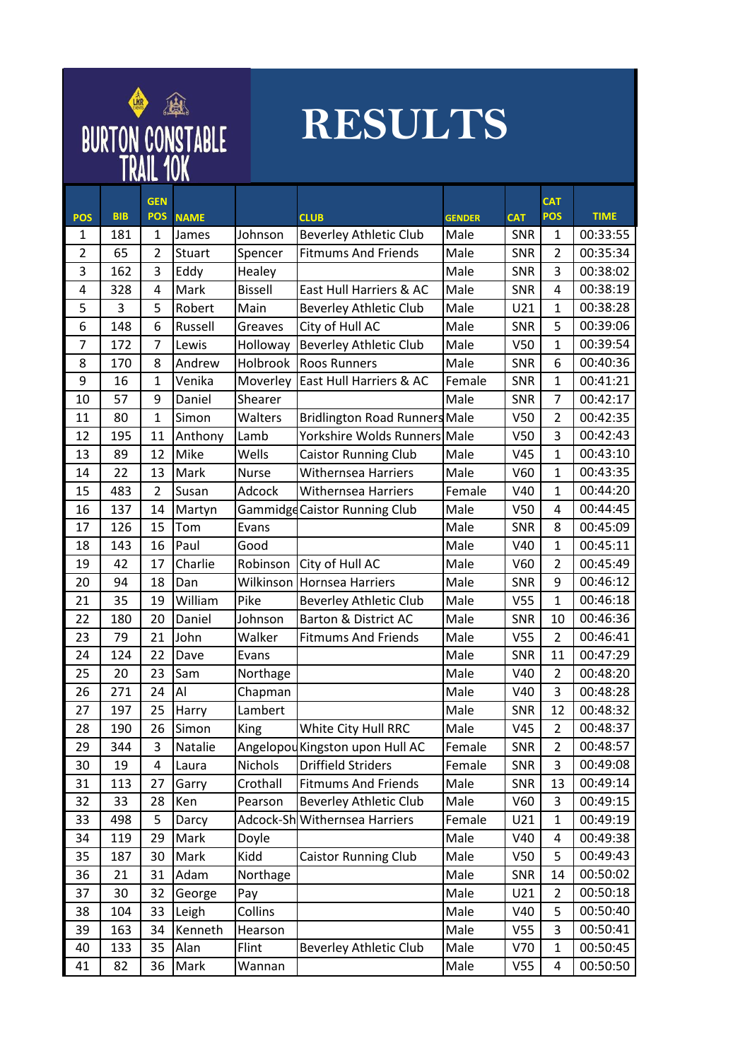# BURTON CONSTABLE TRAIL 10K

# RESULTS

| POS | BIB | GEN POS | NAME | | CLUB | GENDER | CAT | CAT POS | TIME |
|---|---|---|---|---|---|---|---|---|---|
| 1 | 181 | 1 | James | Johnson | Beverley Athletic Club | Male | SNR | 1 | 00:33:55 |
| 2 | 65 | 2 | Stuart | Spencer | Fitmums And Friends | Male | SNR | 2 | 00:35:34 |
| 3 | 162 | 3 | Eddy | Healey | | Male | SNR | 3 | 00:38:02 |
| 4 | 328 | 4 | Mark | Bissell | East Hull Harriers & AC | Male | SNR | 4 | 00:38:19 |
| 5 | 3 | 5 | Robert | Main | Beverley Athletic Club | Male | U21 | 1 | 00:38:28 |
| 6 | 148 | 6 | Russell | Greaves | City of Hull AC | Male | SNR | 5 | 00:39:06 |
| 7 | 172 | 7 | Lewis | Holloway | Beverley Athletic Club | Male | V50 | 1 | 00:39:54 |
| 8 | 170 | 8 | Andrew | Holbrook | Roos Runners | Male | SNR | 6 | 00:40:36 |
| 9 | 16 | 1 | Venika | Moverley | East Hull Harriers & AC | Female | SNR | 1 | 00:41:21 |
| 10 | 57 | 9 | Daniel | Shearer | | Male | SNR | 7 | 00:42:17 |
| 11 | 80 | 1 | Simon | Walters | Bridlington Road Runners | Male | V50 | 2 | 00:42:35 |
| 12 | 195 | 11 | Anthony | Lamb | Yorkshire Wolds Runners | Male | V50 | 3 | 00:42:43 |
| 13 | 89 | 12 | Mike | Wells | Caistor Running Club | Male | V45 | 1 | 00:43:10 |
| 14 | 22 | 13 | Mark | Nurse | Withernsea Harriers | Male | V60 | 1 | 00:43:35 |
| 15 | 483 | 2 | Susan | Adcock | Withernsea Harriers | Female | V40 | 1 | 00:44:20 |
| 16 | 137 | 14 | Martyn | Gammidge | Caistor Running Club | Male | V50 | 4 | 00:44:45 |
| 17 | 126 | 15 | Tom | Evans | | Male | SNR | 8 | 00:45:09 |
| 18 | 143 | 16 | Paul | Good | | Male | V40 | 1 | 00:45:11 |
| 19 | 42 | 17 | Charlie | Robinson | City of Hull AC | Male | V60 | 2 | 00:45:49 |
| 20 | 94 | 18 | Dan | Wilkinson | Hornsea Harriers | Male | SNR | 9 | 00:46:12 |
| 21 | 35 | 19 | William | Pike | Beverley Athletic Club | Male | V55 | 1 | 00:46:18 |
| 22 | 180 | 20 | Daniel | Johnson | Barton & District AC | Male | SNR | 10 | 00:46:36 |
| 23 | 79 | 21 | John | Walker | Fitmums And Friends | Male | V55 | 2 | 00:46:41 |
| 24 | 124 | 22 | Dave | Evans | | Male | SNR | 11 | 00:47:29 |
| 25 | 20 | 23 | Sam | Northage | | Male | V40 | 2 | 00:48:20 |
| 26 | 271 | 24 | Al | Chapman | | Male | V40 | 3 | 00:48:28 |
| 27 | 197 | 25 | Harry | Lambert | | Male | SNR | 12 | 00:48:32 |
| 28 | 190 | 26 | Simon | King | White City Hull RRC | Male | V45 | 2 | 00:48:37 |
| 29 | 344 | 3 | Natalie | Angelopou | Kingston upon Hull AC | Female | SNR | 2 | 00:48:57 |
| 30 | 19 | 4 | Laura | Nichols | Driffield Striders | Female | SNR | 3 | 00:49:08 |
| 31 | 113 | 27 | Garry | Crothall | Fitmums And Friends | Male | SNR | 13 | 00:49:14 |
| 32 | 33 | 28 | Ken | Pearson | Beverley Athletic Club | Male | V60 | 3 | 00:49:15 |
| 33 | 498 | 5 | Darcy | Adcock-Sh | Withernsea Harriers | Female | U21 | 1 | 00:49:19 |
| 34 | 119 | 29 | Mark | Doyle | | Male | V40 | 4 | 00:49:38 |
| 35 | 187 | 30 | Mark | Kidd | Caistor Running Club | Male | V50 | 5 | 00:49:43 |
| 36 | 21 | 31 | Adam | Northage | | Male | SNR | 14 | 00:50:02 |
| 37 | 30 | 32 | George | Pay | | Male | U21 | 2 | 00:50:18 |
| 38 | 104 | 33 | Leigh | Collins | | Male | V40 | 5 | 00:50:40 |
| 39 | 163 | 34 | Kenneth | Hearson | | Male | V55 | 3 | 00:50:41 |
| 40 | 133 | 35 | Alan | Flint | Beverley Athletic Club | Male | V70 | 1 | 00:50:45 |
| 41 | 82 | 36 | Mark | Wannan | | Male | V55 | 4 | 00:50:50 |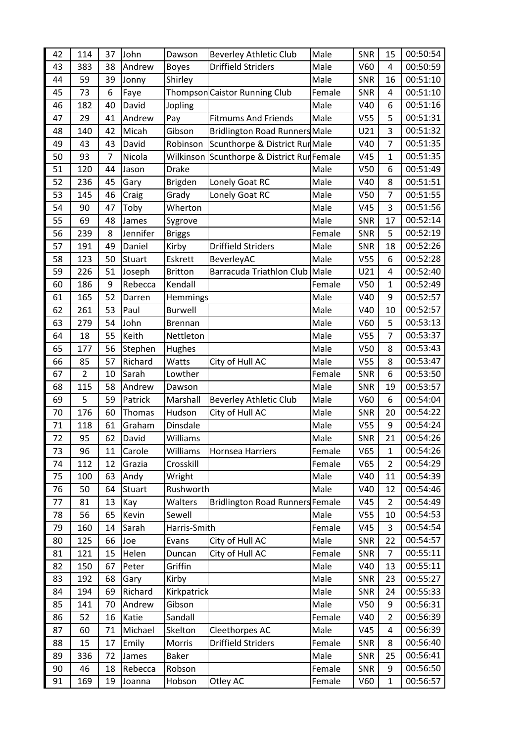| | | | | | | | | | | |
|---|---|---|---|---|---|---|---|---|---|---|
| 42 | 114 | 37 | John | Dawson | Beverley Athletic Club | Male | SNR | 15 | 00:50:54 |
| 43 | 383 | 38 | Andrew | Boyes | Driffield Striders | Male | V60 | 4 | 00:50:59 |
| 44 | 59 | 39 | Jonny | Shirley | | Male | SNR | 16 | 00:51:10 |
| 45 | 73 | 6 | Faye | Thompson | Caistor Running Club | Female | SNR | 4 | 00:51:10 |
| 46 | 182 | 40 | David | Jopling | | Male | V40 | 6 | 00:51:16 |
| 47 | 29 | 41 | Andrew | Pay | Fitmums And Friends | Male | V55 | 5 | 00:51:31 |
| 48 | 140 | 42 | Micah | Gibson | Bridlington Road Runners | Male | U21 | 3 | 00:51:32 |
| 49 | 43 | 43 | David | Robinson | Scunthorpe & District Rur | Male | V40 | 7 | 00:51:35 |
| 50 | 93 | 7 | Nicola | Wilkinson | Scunthorpe & District Rur | Female | V45 | 1 | 00:51:35 |
| 51 | 120 | 44 | Jason | Drake | | Male | V50 | 6 | 00:51:49 |
| 52 | 236 | 45 | Gary | Brigden | Lonely Goat RC | Male | V40 | 8 | 00:51:51 |
| 53 | 145 | 46 | Craig | Grady | Lonely Goat RC | Male | V50 | 7 | 00:51:55 |
| 54 | 90 | 47 | Toby | Wherton | | Male | V45 | 3 | 00:51:56 |
| 55 | 69 | 48 | James | Sygrove | | Male | SNR | 17 | 00:52:14 |
| 56 | 239 | 8 | Jennifer | Briggs | | Female | SNR | 5 | 00:52:19 |
| 57 | 191 | 49 | Daniel | Kirby | Driffield Striders | Male | SNR | 18 | 00:52:26 |
| 58 | 123 | 50 | Stuart | Eskrett | BeverleyAC | Male | V55 | 6 | 00:52:28 |
| 59 | 226 | 51 | Joseph | Britton | Barracuda Triathlon Club | Male | U21 | 4 | 00:52:40 |
| 60 | 186 | 9 | Rebecca | Kendall | | Female | V50 | 1 | 00:52:49 |
| 61 | 165 | 52 | Darren | Hemmings | | Male | V40 | 9 | 00:52:57 |
| 62 | 261 | 53 | Paul | Burwell | | Male | V40 | 10 | 00:52:57 |
| 63 | 279 | 54 | John | Brennan | | Male | V60 | 5 | 00:53:13 |
| 64 | 18 | 55 | Keith | Nettleton | | Male | V55 | 7 | 00:53:37 |
| 65 | 177 | 56 | Stephen | Hughes | | Male | V50 | 8 | 00:53:43 |
| 66 | 85 | 57 | Richard | Watts | City of Hull AC | Male | V55 | 8 | 00:53:47 |
| 67 | 2 | 10 | Sarah | Lowther | | Female | SNR | 6 | 00:53:50 |
| 68 | 115 | 58 | Andrew | Dawson | | Male | SNR | 19 | 00:53:57 |
| 69 | 5 | 59 | Patrick | Marshall | Beverley Athletic Club | Male | V60 | 6 | 00:54:04 |
| 70 | 176 | 60 | Thomas | Hudson | City of Hull AC | Male | SNR | 20 | 00:54:22 |
| 71 | 118 | 61 | Graham | Dinsdale | | Male | V55 | 9 | 00:54:24 |
| 72 | 95 | 62 | David | Williams | | Male | SNR | 21 | 00:54:26 |
| 73 | 96 | 11 | Carole | Williams | Hornsea Harriers | Female | V65 | 1 | 00:54:26 |
| 74 | 112 | 12 | Grazia | Crosskill | | Female | V65 | 2 | 00:54:29 |
| 75 | 100 | 63 | Andy | Wright | | Male | V40 | 11 | 00:54:39 |
| 76 | 50 | 64 | Stuart | Rushworth | | Male | V40 | 12 | 00:54:46 |
| 77 | 81 | 13 | Kay | Walters | Bridlington Road Runners | Female | V45 | 2 | 00:54:49 |
| 78 | 56 | 65 | Kevin | Sewell | | Male | V55 | 10 | 00:54:53 |
| 79 | 160 | 14 | Sarah | Harris-Smith | | Female | V45 | 3 | 00:54:54 |
| 80 | 125 | 66 | Joe | Evans | City of Hull AC | Male | SNR | 22 | 00:54:57 |
| 81 | 121 | 15 | Helen | Duncan | City of Hull AC | Female | SNR | 7 | 00:55:11 |
| 82 | 150 | 67 | Peter | Griffin | | Male | V40 | 13 | 00:55:11 |
| 83 | 192 | 68 | Gary | Kirby | | Male | SNR | 23 | 00:55:27 |
| 84 | 194 | 69 | Richard | Kirkpatrick | | Male | SNR | 24 | 00:55:33 |
| 85 | 141 | 70 | Andrew | Gibson | | Male | V50 | 9 | 00:56:31 |
| 86 | 52 | 16 | Katie | Sandall | | Female | V40 | 2 | 00:56:39 |
| 87 | 60 | 71 | Michael | Skelton | Cleethorpes AC | Male | V45 | 4 | 00:56:39 |
| 88 | 15 | 17 | Emily | Morris | Driffield Striders | Female | SNR | 8 | 00:56:40 |
| 89 | 336 | 72 | James | Baker | | Male | SNR | 25 | 00:56:41 |
| 90 | 46 | 18 | Rebecca | Robson | | Female | SNR | 9 | 00:56:50 |
| 91 | 169 | 19 | Joanna | Hobson | Otley AC | Female | V60 | 1 | 00:56:57 |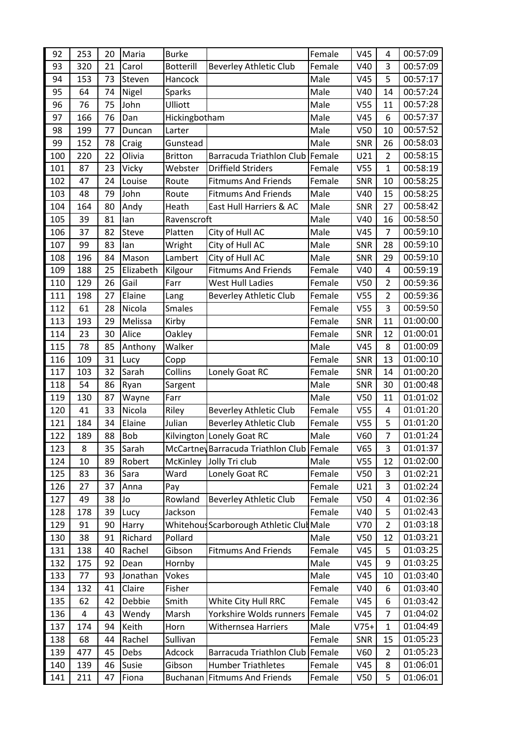| | | | | | | | | | |
|---|---|---|---|---|---|---|---|---|---|
| 92 | 253 | 20 | Maria | Burke | | Female | V45 | 4 | 00:57:09 |
| 93 | 320 | 21 | Carol | Botterill | Beverley Athletic Club | Female | V40 | 3 | 00:57:09 |
| 94 | 153 | 73 | Steven | Hancock | | Male | V45 | 5 | 00:57:17 |
| 95 | 64 | 74 | Nigel | Sparks | | Male | V40 | 14 | 00:57:24 |
| 96 | 76 | 75 | John | Ulliott | | Male | V55 | 11 | 00:57:28 |
| 97 | 166 | 76 | Dan | Hickingbotham | | Male | V45 | 6 | 00:57:37 |
| 98 | 199 | 77 | Duncan | Larter | | Male | V50 | 10 | 00:57:52 |
| 99 | 152 | 78 | Craig | Gunstead | | Male | SNR | 26 | 00:58:03 |
| 100 | 220 | 22 | Olivia | Britton | Barracuda Triathlon Club | Female | U21 | 2 | 00:58:15 |
| 101 | 87 | 23 | Vicky | Webster | Driffield Striders | Female | V55 | 1 | 00:58:19 |
| 102 | 47 | 24 | Louise | Route | Fitmums And Friends | Female | SNR | 10 | 00:58:25 |
| 103 | 48 | 79 | John | Route | Fitmums And Friends | Male | V40 | 15 | 00:58:25 |
| 104 | 164 | 80 | Andy | Heath | East Hull Harriers & AC | Male | SNR | 27 | 00:58:42 |
| 105 | 39 | 81 | Ian | Ravenscroft | | Male | V40 | 16 | 00:58:50 |
| 106 | 37 | 82 | Steve | Platten | City of Hull AC | Male | V45 | 7 | 00:59:10 |
| 107 | 99 | 83 | Ian | Wright | City of Hull AC | Male | SNR | 28 | 00:59:10 |
| 108 | 196 | 84 | Mason | Lambert | City of Hull AC | Male | SNR | 29 | 00:59:10 |
| 109 | 188 | 25 | Elizabeth | Kilgour | Fitmums And Friends | Female | V40 | 4 | 00:59:19 |
| 110 | 129 | 26 | Gail | Farr | West Hull Ladies | Female | V50 | 2 | 00:59:36 |
| 111 | 198 | 27 | Elaine | Lang | Beverley Athletic Club | Female | V55 | 2 | 00:59:36 |
| 112 | 61 | 28 | Nicola | Smales | | Female | V55 | 3 | 00:59:50 |
| 113 | 193 | 29 | Melissa | Kirby | | Female | SNR | 11 | 01:00:00 |
| 114 | 23 | 30 | Alice | Oakley | | Female | SNR | 12 | 01:00:01 |
| 115 | 78 | 85 | Anthony | Walker | | Male | V45 | 8 | 01:00:09 |
| 116 | 109 | 31 | Lucy | Copp | | Female | SNR | 13 | 01:00:10 |
| 117 | 103 | 32 | Sarah | Collins | Lonely Goat RC | Female | SNR | 14 | 01:00:20 |
| 118 | 54 | 86 | Ryan | Sargent | | Male | SNR | 30 | 01:00:48 |
| 119 | 130 | 87 | Wayne | Farr | | Male | V50 | 11 | 01:01:02 |
| 120 | 41 | 33 | Nicola | Riley | Beverley Athletic Club | Female | V55 | 4 | 01:01:20 |
| 121 | 184 | 34 | Elaine | Julian | Beverley Athletic Club | Female | V55 | 5 | 01:01:20 |
| 122 | 189 | 88 | Bob | Kilvington | Lonely Goat RC | Male | V60 | 7 | 01:01:24 |
| 123 | 8 | 35 | Sarah | McCartney | Barracuda Triathlon Club | Female | V65 | 3 | 01:01:37 |
| 124 | 10 | 89 | Robert | McKinley | Jolly Tri club | Male | V55 | 12 | 01:02:00 |
| 125 | 83 | 36 | Sara | Ward | Lonely Goat RC | Female | V50 | 3 | 01:02:21 |
| 126 | 27 | 37 | Anna | Pay | | Female | U21 | 3 | 01:02:24 |
| 127 | 49 | 38 | Jo | Rowland | Beverley Athletic Club | Female | V50 | 4 | 01:02:36 |
| 128 | 178 | 39 | Lucy | Jackson | | Female | V40 | 5 | 01:02:43 |
| 129 | 91 | 90 | Harry | Whitehous | Scarborough Athletic Club | Male | V70 | 2 | 01:03:18 |
| 130 | 38 | 91 | Richard | Pollard | | Male | V50 | 12 | 01:03:21 |
| 131 | 138 | 40 | Rachel | Gibson | Fitmums And Friends | Female | V45 | 5 | 01:03:25 |
| 132 | 175 | 92 | Dean | Hornby | | Male | V45 | 9 | 01:03:25 |
| 133 | 77 | 93 | Jonathan | Vokes | | Male | V45 | 10 | 01:03:40 |
| 134 | 132 | 41 | Claire | Fisher | | Female | V40 | 6 | 01:03:40 |
| 135 | 62 | 42 | Debbie | Smith | White City Hull RRC | Female | V45 | 6 | 01:03:42 |
| 136 | 4 | 43 | Wendy | Marsh | Yorkshire Wolds runners | Female | V45 | 7 | 01:04:02 |
| 137 | 174 | 94 | Keith | Horn | Withernsea Harriers | Male | V75+ | 1 | 01:04:49 |
| 138 | 68 | 44 | Rachel | Sullivan | | Female | SNR | 15 | 01:05:23 |
| 139 | 477 | 45 | Debs | Adcock | Barracuda Triathlon Club | Female | V60 | 2 | 01:05:23 |
| 140 | 139 | 46 | Susie | Gibson | Humber Triathletes | Female | V45 | 8 | 01:06:01 |
| 141 | 211 | 47 | Fiona | Buchanan | Fitmums And Friends | Female | V50 | 5 | 01:06:01 |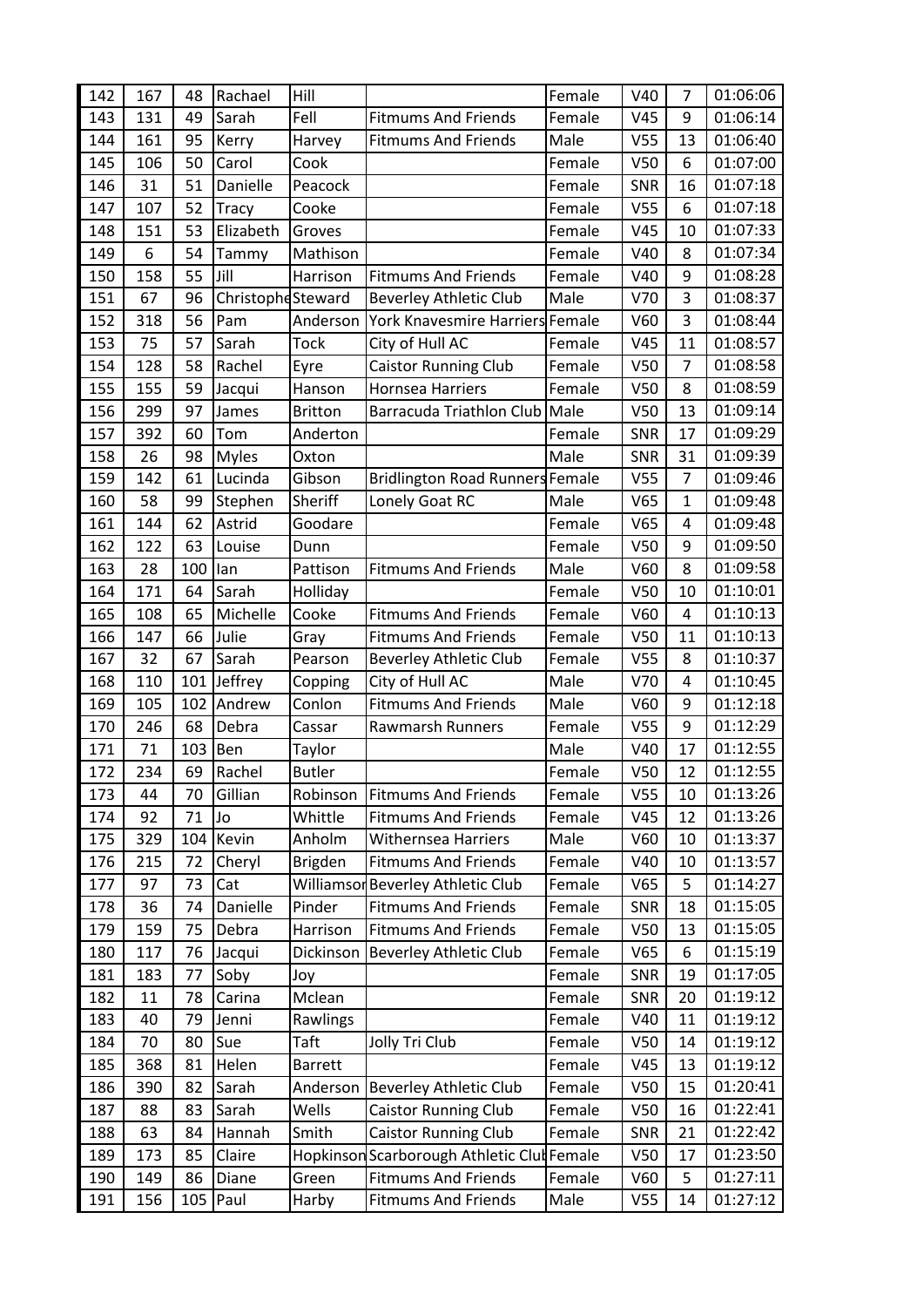| 142 | 167 | 48 | Rachael | Hill | | Female | V40 | 7 | 01:06:06 |
|---|---|---|---|---|---|---|---|---|---|
| 143 | 131 | 49 | Sarah | Fell | Fitmums And Friends | Female | V45 | 9 | 01:06:14 |
| 144 | 161 | 95 | Kerry | Harvey | Fitmums And Friends | Male | V55 | 13 | 01:06:40 |
| 145 | 106 | 50 | Carol | Cook | | Female | V50 | 6 | 01:07:00 |
| 146 | 31 | 51 | Danielle | Peacock | | Female | SNR | 16 | 01:07:18 |
| 147 | 107 | 52 | Tracy | Cooke | | Female | V55 | 6 | 01:07:18 |
| 148 | 151 | 53 | Elizabeth | Groves | | Female | V45 | 10 | 01:07:33 |
| 149 | 6 | 54 | Tammy | Mathison | | Female | V40 | 8 | 01:07:34 |
| 150 | 158 | 55 | Jill | Harrison | Fitmums And Friends | Female | V40 | 9 | 01:08:28 |
| 151 | 67 | 96 | Christophe | Steward | Beverley Athletic Club | Male | V70 | 3 | 01:08:37 |
| 152 | 318 | 56 | Pam | Anderson | York Knavesmire Harriers | Female | V60 | 3 | 01:08:44 |
| 153 | 75 | 57 | Sarah | Tock | City of Hull AC | Female | V45 | 11 | 01:08:57 |
| 154 | 128 | 58 | Rachel | Eyre | Caistor Running Club | Female | V50 | 7 | 01:08:58 |
| 155 | 155 | 59 | Jacqui | Hanson | Hornsea Harriers | Female | V50 | 8 | 01:08:59 |
| 156 | 299 | 97 | James | Britton | Barracuda Triathlon Club | Male | V50 | 13 | 01:09:14 |
| 157 | 392 | 60 | Tom | Anderton | | Female | SNR | 17 | 01:09:29 |
| 158 | 26 | 98 | Myles | Oxton | | Male | SNR | 31 | 01:09:39 |
| 159 | 142 | 61 | Lucinda | Gibson | Bridlington Road Runners | Female | V55 | 7 | 01:09:46 |
| 160 | 58 | 99 | Stephen | Sheriff | Lonely Goat RC | Male | V65 | 1 | 01:09:48 |
| 161 | 144 | 62 | Astrid | Goodare | | Female | V65 | 4 | 01:09:48 |
| 162 | 122 | 63 | Louise | Dunn | | Female | V50 | 9 | 01:09:50 |
| 163 | 28 | 100 | Ian | Pattison | Fitmums And Friends | Male | V60 | 8 | 01:09:58 |
| 164 | 171 | 64 | Sarah | Holliday | | Female | V50 | 10 | 01:10:01 |
| 165 | 108 | 65 | Michelle | Cooke | Fitmums And Friends | Female | V60 | 4 | 01:10:13 |
| 166 | 147 | 66 | Julie | Gray | Fitmums And Friends | Female | V50 | 11 | 01:10:13 |
| 167 | 32 | 67 | Sarah | Pearson | Beverley Athletic Club | Female | V55 | 8 | 01:10:37 |
| 168 | 110 | 101 | Jeffrey | Copping | City of Hull AC | Male | V70 | 4 | 01:10:45 |
| 169 | 105 | 102 | Andrew | Conlon | Fitmums And Friends | Male | V60 | 9 | 01:12:18 |
| 170 | 246 | 68 | Debra | Cassar | Rawmarsh Runners | Female | V55 | 9 | 01:12:29 |
| 171 | 71 | 103 | Ben | Taylor | | Male | V40 | 17 | 01:12:55 |
| 172 | 234 | 69 | Rachel | Butler | | Female | V50 | 12 | 01:12:55 |
| 173 | 44 | 70 | Gillian | Robinson | Fitmums And Friends | Female | V55 | 10 | 01:13:26 |
| 174 | 92 | 71 | Jo | Whittle | Fitmums And Friends | Female | V45 | 12 | 01:13:26 |
| 175 | 329 | 104 | Kevin | Anholm | Withernsea Harriers | Male | V60 | 10 | 01:13:37 |
| 176 | 215 | 72 | Cheryl | Brigden | Fitmums And Friends | Female | V40 | 10 | 01:13:57 |
| 177 | 97 | 73 | Cat | Williamson | Beverley Athletic Club | Female | V65 | 5 | 01:14:27 |
| 178 | 36 | 74 | Danielle | Pinder | Fitmums And Friends | Female | SNR | 18 | 01:15:05 |
| 179 | 159 | 75 | Debra | Harrison | Fitmums And Friends | Female | V50 | 13 | 01:15:05 |
| 180 | 117 | 76 | Jacqui | Dickinson | Beverley Athletic Club | Female | V65 | 6 | 01:15:19 |
| 181 | 183 | 77 | Soby | Joy | | Female | SNR | 19 | 01:17:05 |
| 182 | 11 | 78 | Carina | Mclean | | Female | SNR | 20 | 01:19:12 |
| 183 | 40 | 79 | Jenni | Rawlings | | Female | V40 | 11 | 01:19:12 |
| 184 | 70 | 80 | Sue | Taft | Jolly Tri Club | Female | V50 | 14 | 01:19:12 |
| 185 | 368 | 81 | Helen | Barrett | | Female | V45 | 13 | 01:19:12 |
| 186 | 390 | 82 | Sarah | Anderson | Beverley Athletic Club | Female | V50 | 15 | 01:20:41 |
| 187 | 88 | 83 | Sarah | Wells | Caistor Running Club | Female | V50 | 16 | 01:22:41 |
| 188 | 63 | 84 | Hannah | Smith | Caistor Running Club | Female | SNR | 21 | 01:22:42 |
| 189 | 173 | 85 | Claire | Hopkinson | Scarborough Athletic Club | Female | V50 | 17 | 01:23:50 |
| 190 | 149 | 86 | Diane | Green | Fitmums And Friends | Female | V60 | 5 | 01:27:11 |
| 191 | 156 | 105 | Paul | Harby | Fitmums And Friends | Male | V55 | 14 | 01:27:12 |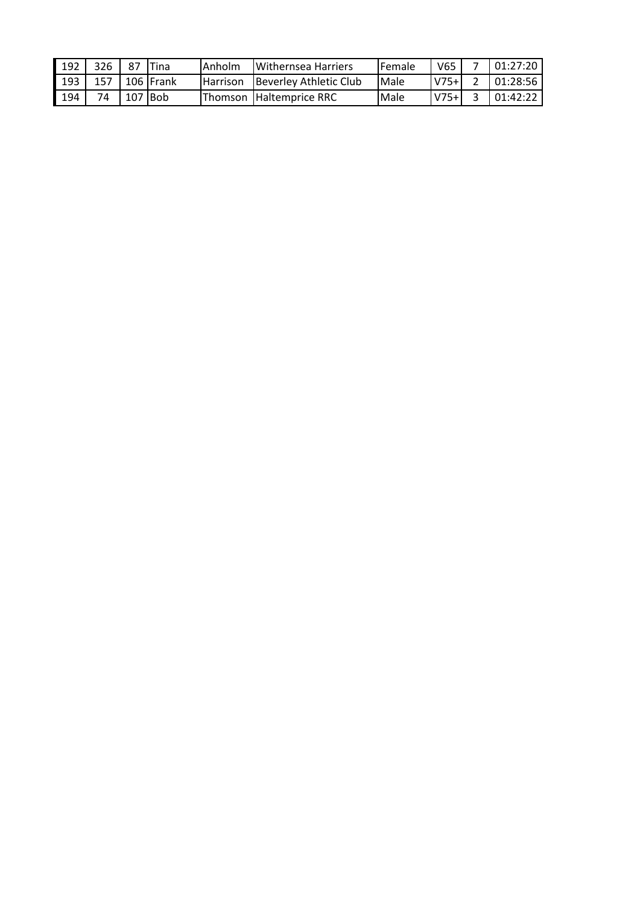| | | | | | | | | | |
|---|---|---|---|---|---|---|---|---|---|
| 192 | 326 | 87 | Tina | Anholm | Withernsea Harriers | Female | V65 | 7 | 01:27:20 |
| 193 | 157 | 106 | Frank | Harrison | Beverley Athletic Club | Male | V75+ | 2 | 01:28:56 |
| 194 | 74 | 107 | Bob | Thomson | Haltemprice RRC | Male | V75+ | 3 | 01:42:22 |